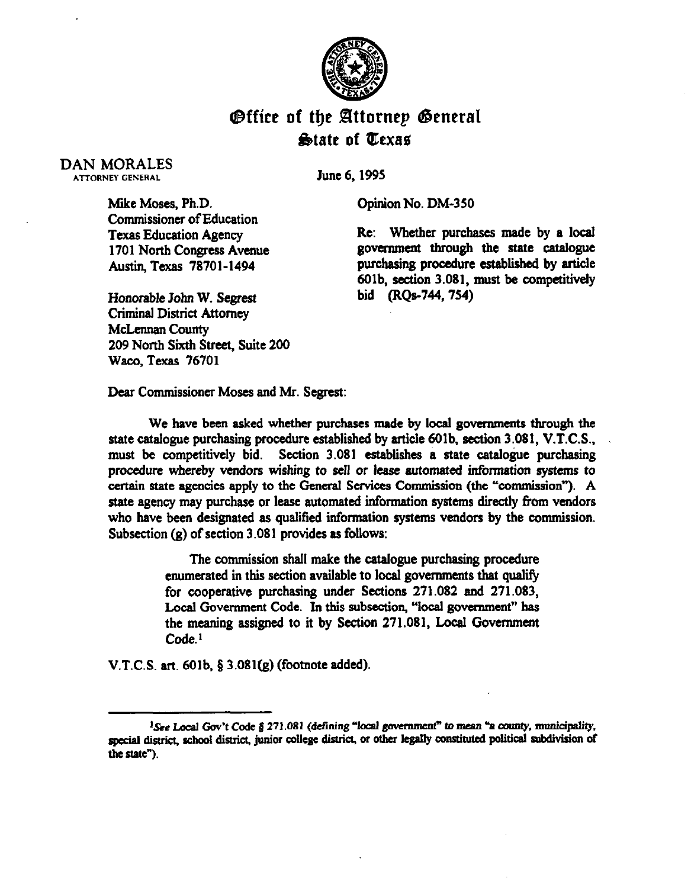# Office of the Attorney General

## State of Texas

DAN MORALES
ATTORNEY GENERAL

June 6, 1995

Mike Moses, Ph.D.
Commissioner of Education
Texas Education Agency
1701 North Congress Avenue
Austin, Texas 78701-1494

Honorable John W. Segrest
Criminal District Attorney
McLennan County
209 North Sixth Street, Suite 200
Waco, Texas 76701

Opinion No. DM-350

Re: Whether purchases made by a local government through the state catalogue purchasing procedure established by article 601b, section 3.081, must be competitively bid (RQs-744, 754)

Dear Commissioner Moses and Mr. Segrest:

We have been asked whether purchases made by local governments through the state catalogue purchasing procedure established by article 601b, section 3.081, V.T.C.S., must be competitively bid. Section 3.081 establishes a state catalogue purchasing procedure whereby vendors wishing to sell or lease automated information systems to certain state agencies apply to the General Services Commission (the "commission"). A state agency may purchase or lease automated information systems directly from vendors who have been designated as qualified information systems vendors by the commission. Subsection (g) of section 3.081 provides as follows:

> The commission shall make the catalogue purchasing procedure enumerated in this section available to local governments that qualify for cooperative purchasing under Sections 271.082 and 271.083, Local Government Code. In this subsection, "local government" has the meaning assigned to it by Section 271.081, Local Government Code.[1]

V.T.C.S. art. 601b, § 3.081(g) (footnote added).

---

[1]*See* Local Gov't Code § 271.081 (defining "local government" to mean "a county, municipality, special district, school district, junior college district, or other legally constituted political subdivision of the state").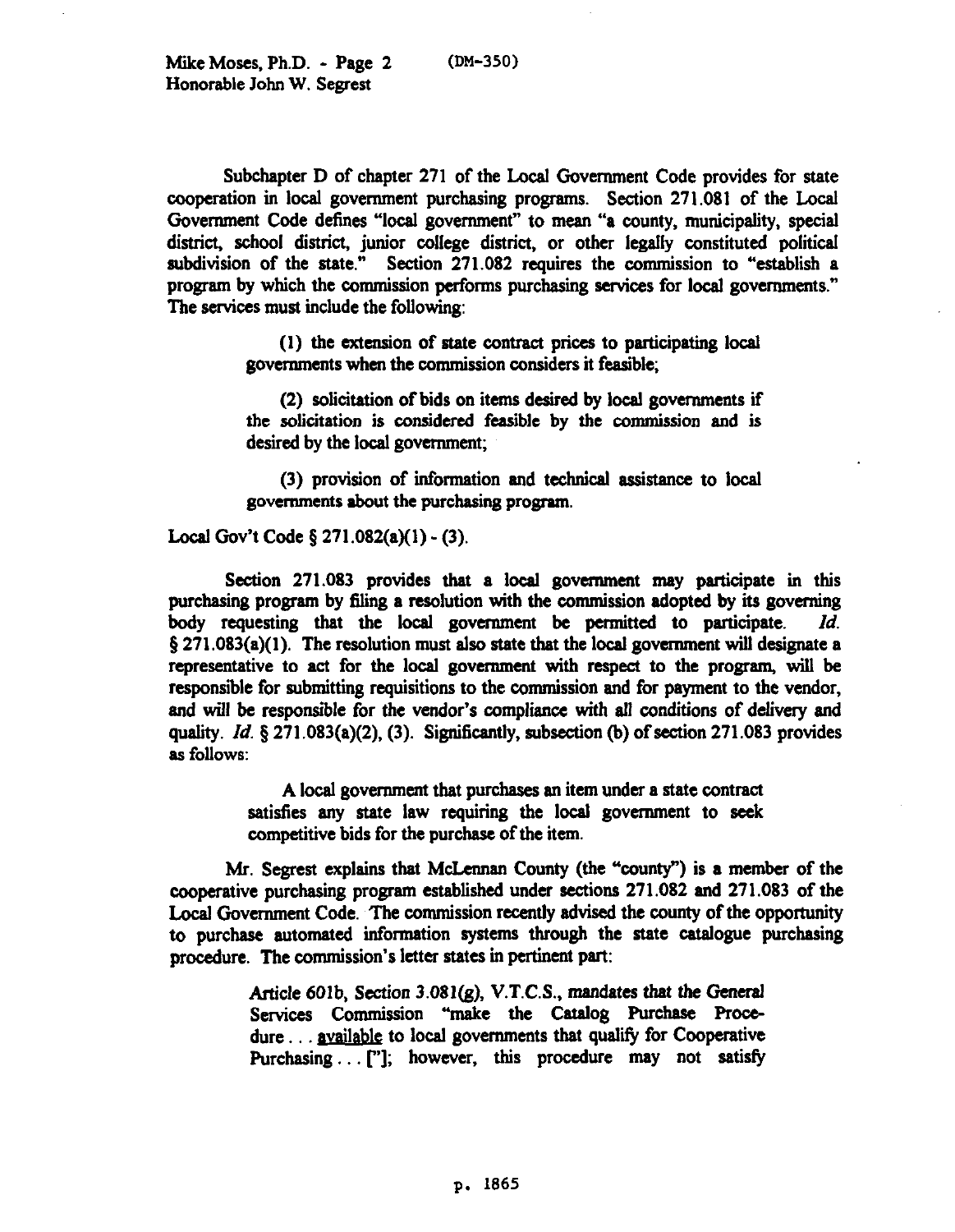Subchapter D of chapter 271 of the Local Government Code provides for state cooperation in local government purchasing programs. Section 271.081 of the Local Government Code defines "local government" to mean "a county, municipality, special district, school district, junior college district, or other legally constituted political subdivision of the state." Section 271.082 requires the commission to "establish a program by which the commission performs purchasing services for local governments." The services must include the following:

> (1) the extension of state contract prices to participating local governments when the commission considers it feasible;
>
> (2) solicitation of bids on items desired by local governments if the solicitation is considered feasible by the commission and is desired by the local government;
>
> (3) provision of information and technical assistance to local governments about the purchasing program.

Local Gov't Code § 271.082(a)(1) - (3).

Section 271.083 provides that a local government may participate in this purchasing program by filing a resolution with the commission adopted by its governing body requesting that the local government be permitted to participate. *Id.* § 271.083(a)(1). The resolution must also state that the local government will designate a representative to act for the local government with respect to the program, will be responsible for submitting requisitions to the commission and for payment to the vendor, and will be responsible for the vendor's compliance with all conditions of delivery and quality. *Id.* § 271.083(a)(2), (3). Significantly, subsection (b) of section 271.083 provides as follows:

> A local government that purchases an item under a state contract satisfies any state law requiring the local government to seek competitive bids for the purchase of the item.

Mr. Segrest explains that McLennan County (the "county") is a member of the cooperative purchasing program established under sections 271.082 and 271.083 of the Local Government Code. The commission recently advised the county of the opportunity to purchase automated information systems through the state catalogue purchasing procedure. The commission's letter states in pertinent part:

> *Article 601b, Section 3.081(g), V.T.C.S., mandates that the General Services Commission* "make the Catalog Purchase Procedure . . . available to local governments that qualify for Cooperative Purchasing . . . ["]; however, this procedure may not satisfy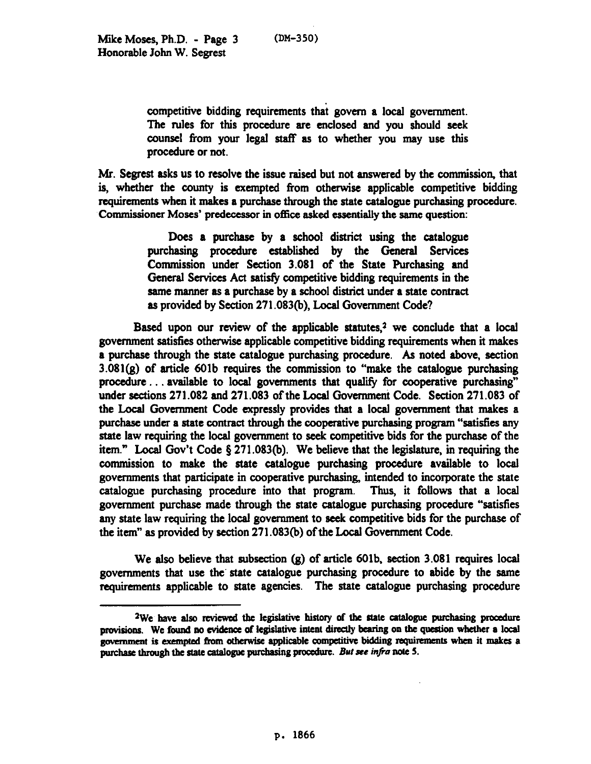competitive bidding requirements that govern a local government. The rules for this procedure are enclosed and you should seek counsel from your legal staff as to whether you may use this procedure or not.

Mr. Segrest asks us to resolve the issue raised but not answered by the commission, that is, whether the county is exempted from otherwise applicable competitive bidding requirements when it makes a purchase through the state catalogue purchasing procedure. Commissioner Moses' predecessor in office asked essentially the same question:

> Does a purchase by a school district using the catalogue purchasing procedure established by the General Services Commission under Section 3.081 of the State Purchasing and General Services Act satisfy competitive bidding requirements in the same manner as a purchase by a school district under a state contract as provided by Section 271.083(b), Local Government Code?

Based upon our review of the applicable statutes,[2] we conclude that a local government satisfies otherwise applicable competitive bidding requirements when it makes a purchase through the state catalogue purchasing procedure. As noted above, section 3.081(g) of article 601b requires the commission to "make the catalogue purchasing procedure . . . available to local governments that qualify for cooperative purchasing" under sections 271.082 and 271.083 of the Local Government Code. Section 271.083 of the Local Government Code expressly provides that a local government that makes a purchase under a state contract through the cooperative purchasing program "satisfies any state law requiring the local government to seek competitive bids for the purchase of the item." Local Gov't Code § 271.083(b). We believe that the legislature, in requiring the commission to make the state catalogue purchasing procedure available to local governments that participate in cooperative purchasing, intended to incorporate the state catalogue purchasing procedure into that program. Thus, it follows that a local government purchase made through the state catalogue purchasing procedure "satisfies any state law requiring the local government to seek competitive bids for the purchase of the item" as provided by section 271.083(b) of the Local Government Code.

We also believe that subsection (g) of article 601b, section 3.081 requires local governments that use the state catalogue purchasing procedure to abide by the same requirements applicable to state agencies. The state catalogue purchasing procedure

---

[2]We have also reviewed the legislative history of the state catalogue purchasing procedure provisions. We found no evidence of legislative intent directly bearing on the question whether a local government is exempted from otherwise applicable competitive bidding requirements when it makes a purchase through the state catalogue purchasing procedure. *But see infra* note 5.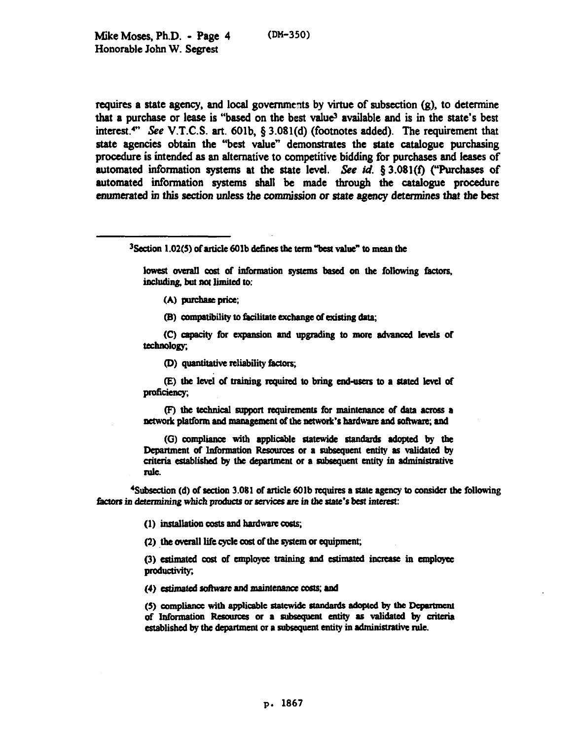requires a state agency, and local governments by virtue of subsection (g), to determine that a purchase or lease is "based on the best value[3] available and is in the state's best interest.[4]" *See* V.T.C.S. art. 601b, § 3.081(d) (footnotes added). The requirement that state agencies obtain the "best value" demonstrates the state catalogue purchasing procedure is intended as an alternative to competitive bidding for purchases and leases of automated information systems at the state level. *See id.* § 3.081(f) ("Purchases of automated information systems shall be made through the catalogue procedure enumerated in this section unless the commission or state agency determines that the best

---

[3]Section 1.02(5) of article 601b defines the term "best value" to mean the

> lowest overall cost of information systems based on the following factors, including, but not limited to:
>
> (A) purchase price;
>
> (B) compatibility to facilitate exchange of existing data;
>
> (C) capacity for expansion and upgrading to more advanced levels of technology;
>
> (D) quantitative reliability factors;
>
> (E) the level of training required to bring end-users to a stated level of proficiency;
>
> (F) the technical support requirements for maintenance of data across a network platform and management of the network's hardware and software; and
>
> (G) compliance with applicable statewide standards adopted by the Department of Information Resources or a subsequent entity as validated by criteria established by the department or a subsequent entity in administrative rule.

[4]Subsection (d) of section 3.081 of article 601b requires a state agency to consider the following factors in determining which products or services are in the state's best interest:

> (1) installation costs and hardware costs;
>
> (2) the overall life cycle cost of the system or equipment;
>
> (3) estimated cost of employee training and estimated increase in employee productivity;
>
> (4) estimated software and maintenance costs; and
>
> (5) compliance with applicable statewide standards adopted by the Department of Information Resources or a subsequent entity as validated by criteria established by the department or a subsequent entity in administrative rule.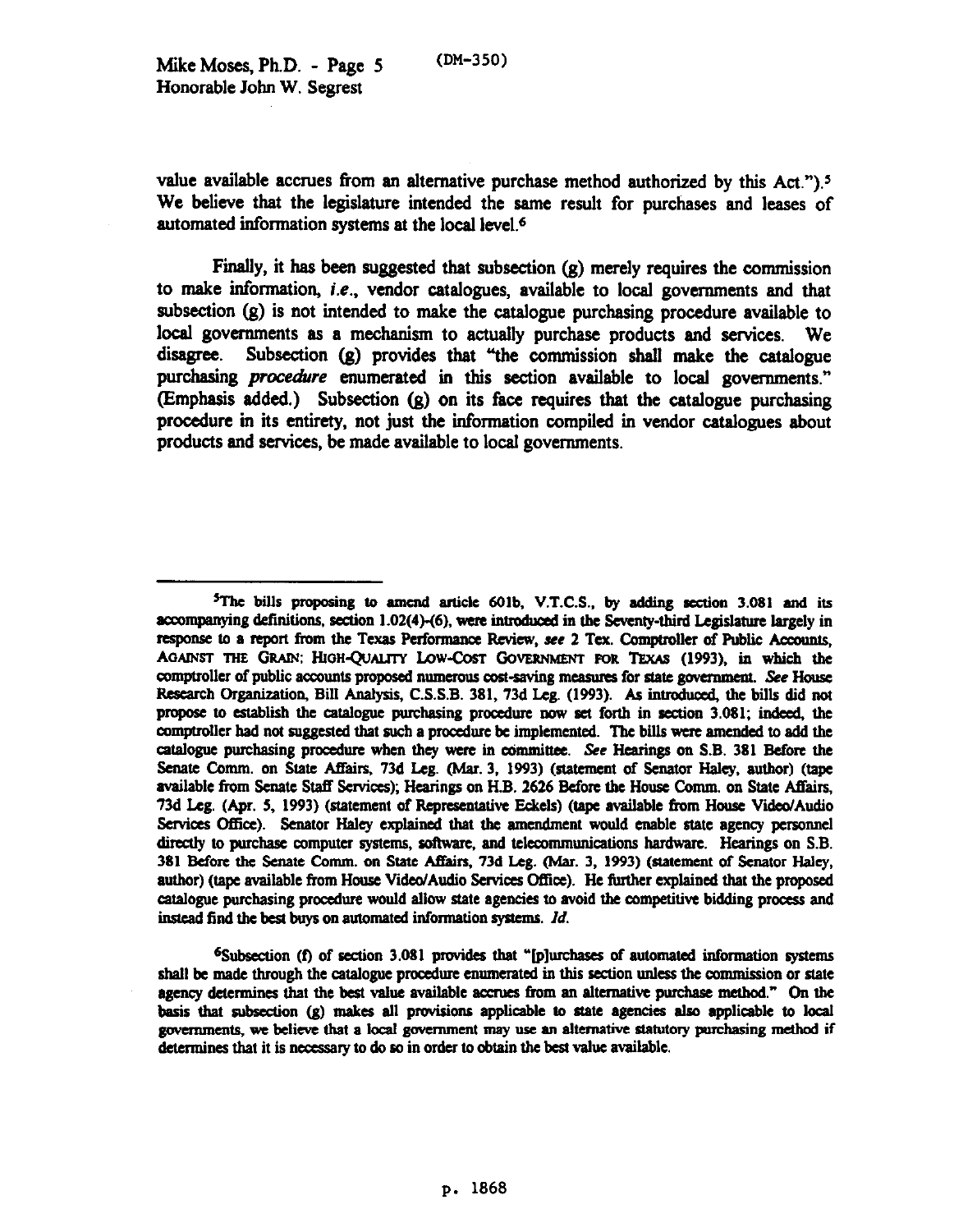value available accrues from an alternative purchase method authorized by this Act.").[5] We believe that the legislature intended the same result for purchases and leases of automated information systems at the local level.[6]

Finally, it has been suggested that subsection (g) merely requires the commission to make information, *i.e.*, vendor catalogues, available to local governments and that subsection (g) is not intended to make the catalogue purchasing procedure available to local governments as a mechanism to actually purchase products and services. We disagree. Subsection (g) provides that "the commission shall make the catalogue purchasing *procedure* enumerated in this section available to local governments." (Emphasis added.) Subsection (g) on its face requires that the catalogue purchasing procedure in its entirety, not just the information compiled in vendor catalogues about products and services, be made available to local governments.

---

[5]The bills proposing to amend article 601b, V.T.C.S., by adding section 3.081 and its accompanying definitions, section 1.02(4)-(6), were introduced in the Seventy-third Legislature largely in response to a report from the Texas Performance Review, *see* 2 Tex. Comptroller of Public Accounts, AGAINST THE GRAIN: HIGH-QUALITY LOW-COST GOVERNMENT FOR TEXAS (1993), in which the comptroller of public accounts proposed numerous cost-saving measures for state government. *See* House Research Organization, Bill Analysis, C.S.S.B. 381, 73d Leg. (1993). As introduced, the bills did not propose to establish the catalogue purchasing procedure now set forth in section 3.081; indeed, the comptroller had not suggested that such a procedure be implemented. The bills were amended to add the catalogue purchasing procedure when they were in committee. *See* Hearings on S.B. 381 Before the Senate Comm. on State Affairs, 73d Leg. (Mar. 3, 1993) (statement of Senator Haley, author) (tape available from Senate Staff Services); Hearings on H.B. 2626 Before the House Comm. on State Affairs, 73d Leg. (Apr. 5, 1993) (statement of Representative Eckels) (tape available from House Video/Audio Services Office). Senator Haley explained that the amendment would enable state agency personnel directly to purchase computer systems, software, and telecommunications hardware. Hearings on S.B. 381 Before the Senate Comm. on State Affairs, 73d Leg. (Mar. 3, 1993) (statement of Senator Haley, author) (tape available from House Video/Audio Services Office). He further explained that the proposed catalogue purchasing procedure would allow state agencies to avoid the competitive bidding process and instead find the best buys on automated information systems. *Id.*

[6]Subsection (f) of section 3.081 provides that "[p]urchases of automated information systems shall be made through the catalogue procedure enumerated in this section unless the commission or state agency determines that the best value available accrues from an alternative purchase method." On the basis that subsection (g) makes all provisions applicable to state agencies also applicable to local governments, we believe that a local government may use an alternative statutory purchasing method if determines that it is necessary to do so in order to obtain the best value available.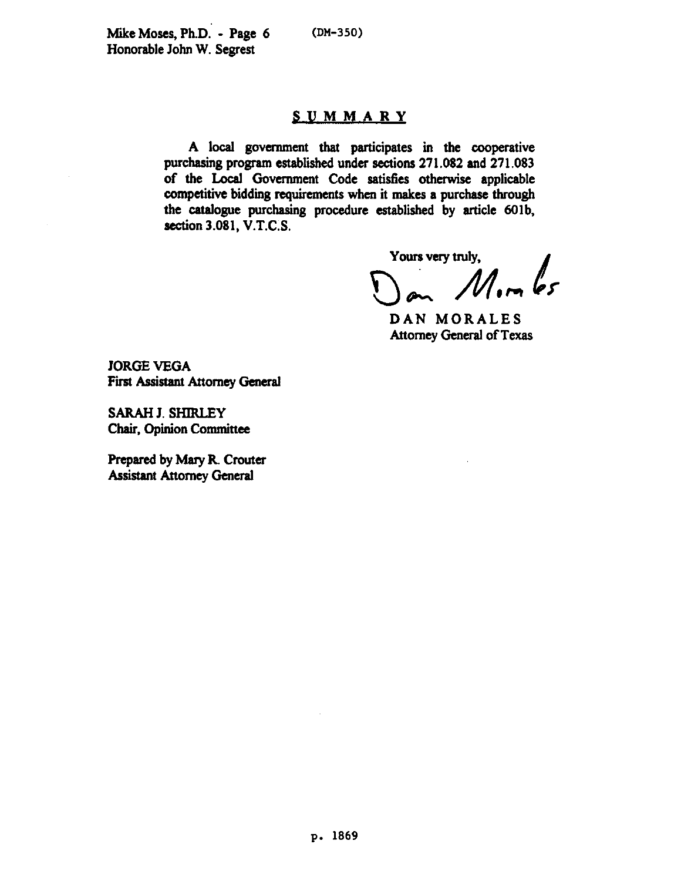## SUMMARY

A local government that participates in the cooperative purchasing program established under sections 271.082 and 271.083 of the Local Government Code satisfies otherwise applicable competitive bidding requirements when it makes a purchase through the catalogue purchasing procedure established by article 601b, section 3.081, V.T.C.S.

Yours very truly,

DAN MORALES
Attorney General of Texas

JORGE VEGA
First Assistant Attorney General

SARAH J. SHIRLEY
Chair, Opinion Committee

Prepared by Mary R. Crouter
Assistant Attorney General